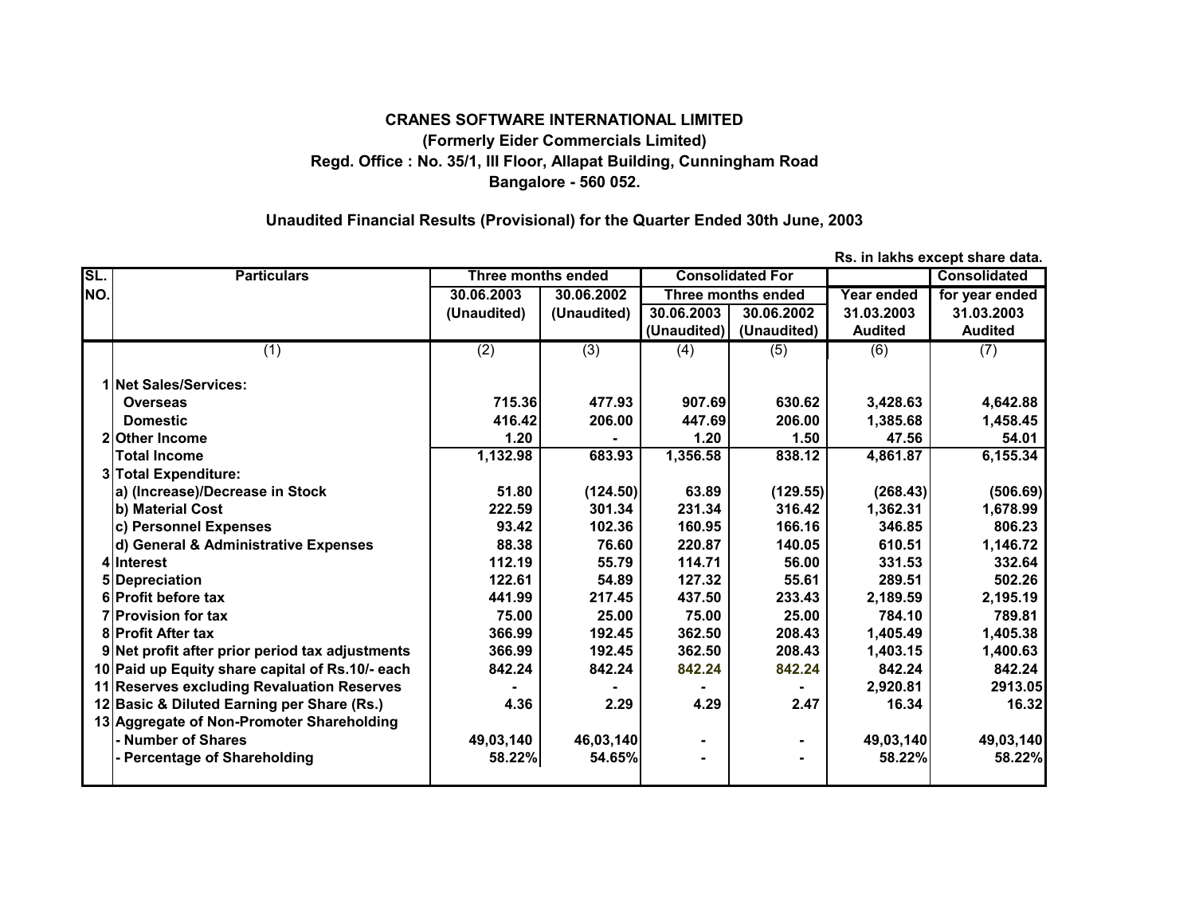**CRANES SOFTWARE INTERNATIONAL LIMITED**

**(Formerly Eider Commercials Limited)**

**Regd. Office : No. 35/1, III Floor, Allapat Building, Cunningham Road**

**Bangalore - 560 052.**

**Unaudited Financial Results (Provisional) for the Quarter Ended 30th June, 2003**

**Rs. in lakhs except share data.**

| SL. NO. | Particulars | Three months ended | | Consolidated For | | | Consolidated |
|---|---|---|---|---|---|---|---|
| | | 30.06.2003 | 30.06.2002 | Three months ended | | Year ended | for year ended |
| | | (Unaudited) | (Unaudited) | 30.06.2003 | 30.06.2002 | 31.03.2003 | 31.03.2003 |
| | | | | (Unaudited) | (Unaudited) | Audited | Audited |
| | (1) | (2) | (3) | (4) | (5) | (6) | (7) |
| 1 | **Net Sales/Services:** | | | | | | |
| | **Overseas** | 715.36 | 477.93 | 907.69 | 630.62 | 3,428.63 | 4,642.88 |
| | **Domestic** | 416.42 | 206.00 | 447.69 | 206.00 | 1,385.68 | 1,458.45 |
| 2 | **Other Income** | 1.20 | - | 1.20 | 1.50 | 47.56 | 54.01 |
| | **Total Income** | 1,132.98 | 683.93 | 1,356.58 | 838.12 | 4,861.87 | 6,155.34 |
| 3 | **Total Expenditure:** | | | | | | |
| | **a) (Increase)/Decrease in Stock** | 51.80 | (124.50) | 63.89 | (129.55) | (268.43) | (506.69) |
| | **b) Material Cost** | 222.59 | 301.34 | 231.34 | 316.42 | 1,362.31 | 1,678.99 |
| | **c) Personnel Expenses** | 93.42 | 102.36 | 160.95 | 166.16 | 346.85 | 806.23 |
| | **d) General & Administrative Expenses** | 88.38 | 76.60 | 220.87 | 140.05 | 610.51 | 1,146.72 |
| 4 | **Interest** | 112.19 | 55.79 | 114.71 | 56.00 | 331.53 | 332.64 |
| 5 | **Depreciation** | 122.61 | 54.89 | 127.32 | 55.61 | 289.51 | 502.26 |
| 6 | **Profit before tax** | 441.99 | 217.45 | 437.50 | 233.43 | 2,189.59 | 2,195.19 |
| 7 | **Provision for tax** | 75.00 | 25.00 | 75.00 | 25.00 | 784.10 | 789.81 |
| 8 | **Profit After tax** | 366.99 | 192.45 | 362.50 | 208.43 | 1,405.49 | 1,405.38 |
| 9 | **Net profit after prior period tax adjustments** | 366.99 | 192.45 | 362.50 | 208.43 | 1,403.15 | 1,400.63 |
| 10 | **Paid up Equity share capital of Rs.10/- each** | 842.24 | 842.24 | 842.24 | 842.24 | 842.24 | 842.24 |
| 11 | **Reserves excluding Revaluation Reserves** | - | - | - | - | 2,920.81 | 2913.05 |
| 12 | **Basic & Diluted Earning per Share (Rs.)** | 4.36 | 2.29 | 4.29 | 2.47 | 16.34 | 16.32 |
| 13 | **Aggregate of Non-Promoter Shareholding** | | | | | | |
| | **- Number of Shares** | 49,03,140 | 46,03,140 | - | - | 49,03,140 | 49,03,140 |
| | **- Percentage of Shareholding** | 58.22% | 54.65% | - | - | 58.22% | 58.22% |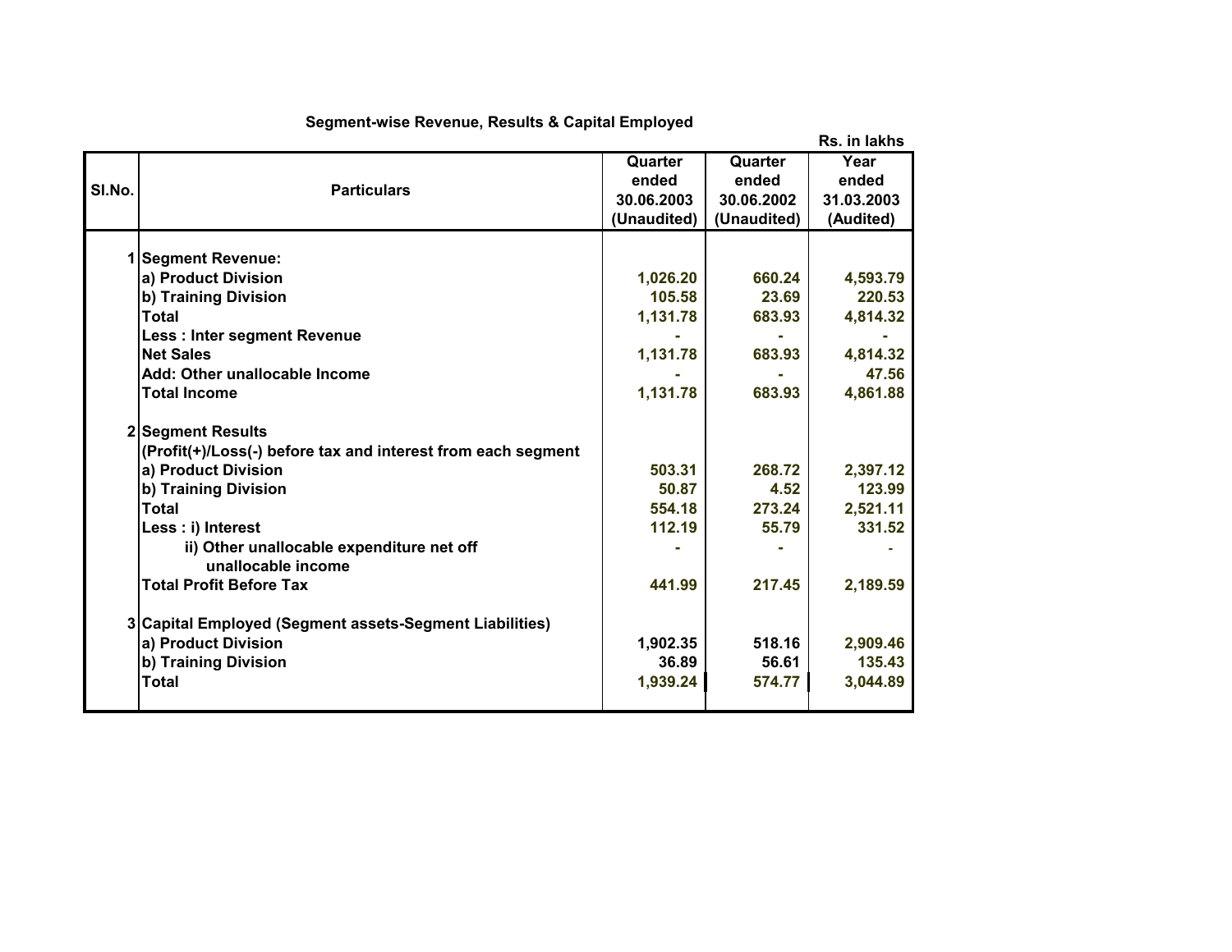**Segment-wise Revenue, Results & Capital Employed**

Rs. in lakhs

| Sl.No. | Particulars | Quarter ended 30.06.2003 (Unaudited) | Quarter ended 30.06.2002 (Unaudited) | Year ended 31.03.2003 (Audited) |
|---|---|---|---|---|
| 1 | **Segment Revenue:** | | | |
| | a) Product Division | 1,026.20 | 660.24 | 4,593.79 |
| | b) Training Division | 105.58 | 23.69 | 220.53 |
| | Total | 1,131.78 | 683.93 | 4,814.32 |
| | Less : Inter segment Revenue | - | - | - |
| | Net Sales | 1,131.78 | 683.93 | 4,814.32 |
| | Add: Other unallocable Income | - | - | 47.56 |
| | Total Income | 1,131.78 | 683.93 | 4,861.88 |
| 2 | **Segment Results** | | | |
| | (Profit(+)/Loss(-) before tax and interest from each segment | | | |
| | a) Product Division | 503.31 | 268.72 | 2,397.12 |
| | b) Training Division | 50.87 | 4.52 | 123.99 |
| | Total | 554.18 | 273.24 | 2,521.11 |
| | Less : i) Interest | 112.19 | 55.79 | 331.52 |
| | ii) Other unallocable expenditure net off unallocable income | - | - | - |
| | Total Profit Before Tax | 441.99 | 217.45 | 2,189.59 |
| 3 | **Capital Employed (Segment assets-Segment Liabilities)** | | | |
| | a) Product Division | 1,902.35 | 518.16 | 2,909.46 |
| | b) Training Division | 36.89 | 56.61 | 135.43 |
| | Total | 1,939.24 | 574.77 | 3,044.89 |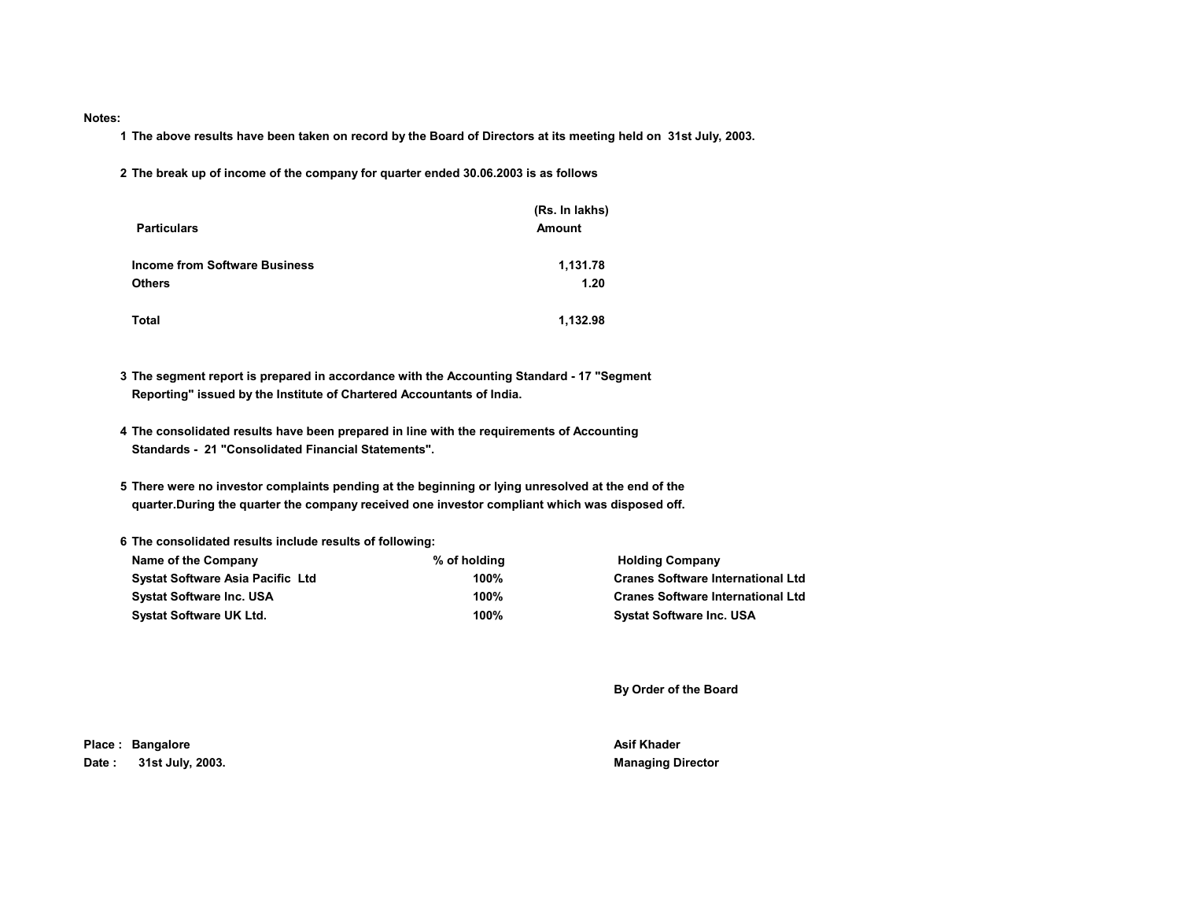**Notes:**

1. The above results have been taken on record by the Board of Directors at its meeting held on 31st July, 2003.

2. The break up of income of the company for quarter ended 30.06.2003 is as follows

| Particulars | (Rs. In lakhs) Amount |
|---|---|
| Income from Software Business | 1,131.78 |
| Others | 1.20 |
| Total | 1,132.98 |

3. The segment report is prepared in accordance with the Accounting Standard - 17 "Segment Reporting" issued by the Institute of Chartered Accountants of India.

4. The consolidated results have been prepared in line with the requirements of Accounting Standards - 21 "Consolidated Financial Statements".

5. There were no investor complaints pending at the beginning or lying unresolved at the end of the quarter.During the quarter the company received one investor compliant which was disposed off.

6. The consolidated results include results of following:

| Name of the Company | % of holding | Holding Company |
|---|---|---|
| Systat Software Asia Pacific Ltd | 100% | Cranes Software International Ltd |
| Systat Software Inc. USA | 100% | Cranes Software International Ltd |
| Systat Software UK Ltd. | 100% | Systat Software Inc. USA |

By Order of the Board

Place : Bangalore
Date : 31st July, 2003.

Asif Khader
Managing Director